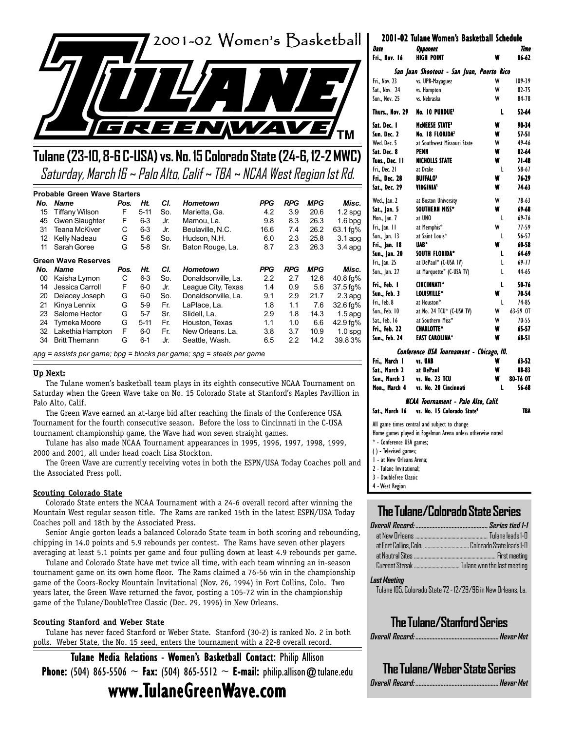# 2001-02 Women's Basketball

# TULANE GREEN WAVE™

## Tulane (23-10, 8-6 C-USA) vs. No. 15 Colorado State (24-6, 12-2 MWC)

*Saturday, March 16 ~ Palo Alto, Calif ~ TBA ~ NCAA West Region 1st Rd.*

**Probable Green Wave Starters**

| No. | Name | Pos. | Ht. | Cl. | Hometown | PPG | RPG | MPG | Misc. |
|---|---|---|---|---|---|---|---|---|---|
| 15 | Tiffany Wilson | F | 5-11 | So. | Marietta, Ga. | 4.2 | 3.9 | 20.6 | 1.2 spg |
| 45 | Gwen Slaughter | F | 6-3 | Jr. | Mamou, La. | 9.8 | 8.3 | 26.3 | 1.6 bpg |
| 31 | Teana McKiver | C | 6-3 | Jr. | Beulaville, N.C. | 16.6 | 7.4 | 26.2 | 63.1 fg% |
| 12 | Kelly Nadeau | G | 5-6 | So. | Hudson, N.H. | 6.0 | 2.3 | 25.8 | 3.1 apg |
| 11 | Sarah Goree | G | 5-8 | Sr. | Baton Rouge, La. | 8.7 | 2.3 | 26.3 | 3.4 apg |

**Green Wave Reserves**

| No. | Name | Pos. | Ht. | Cl. | Hometown | PPG | RPG | MPG | Misc. |
|---|---|---|---|---|---|---|---|---|---|
| 00 | Kaisha Lymon | C | 6-3 | So. | Donaldsonville, La. | 2.2 | 2.7 | 12.6 | 40.8 fg% |
| 14 | Jessica Carroll | F | 6-0 | Jr. | League City, Texas | 1.4 | 0.9 | 5.6 | 37.5 fg% |
| 20 | Delacey Joseph | G | 6-0 | So. | Donaldsonville, La. | 9.1 | 2.9 | 21.7 | 2.3 apg |
| 21 | Kinya Lennix | G | 5-9 | Fr. | LaPlace, La. | 1.8 | 1.1 | 7.6 | 32.6 fg% |
| 23 | Salome Hector | G | 5-7 | Sr. | Slidell, La. | 2.9 | 1.8 | 14.3 | 1.5 apg |
| 24 | Tymeka Moore | G | 5-11 | Fr. | Houston, Texas | 1.1 | 1.0 | 6.6 | 42.9 fg% |
| 32 | Lakethia Hampton | F | 6-0 | Fr. | New Orleans. La. | 3.8 | 3.7 | 10.9 | 1.0 spg |
| 34 | Britt Themann | G | 6-1 | Jr. | Seattle, Wash. | 6.5 | 2.2 | 14.2 | 39.8 3% |

*apg = assists per game; bpg = blocks per game; spg = steals per game*

**Up Next:**

The Tulane women's basketball team plays in its eighth consecutive NCAA Tournament on Saturday when the Green Wave take on No. 15 Colorado State at Stanford's Maples Pavillion in Palo Alto, Calif.

The Green Wave earned an at-large bid after reaching the finals of the Conference USA Tournament for the fourth consecutive season. Before the loss to Cincinnati in the C-USA tournament championship game, the Wave had won seven straight games.

Tulane has also made NCAA Tournament appearances in 1995, 1996, 1997, 1998, 1999, 2000 and 2001, all under head coach Lisa Stockton.

The Green Wave are currently receiving votes in both the ESPN/USA Today Coaches poll and the Associated Press poll.

**Scouting Colorado State**

Colorado State enters the NCAA Tournament with a 24-6 overall record after winning the Mountain West regular season title. The Rams are ranked 15th in the latest ESPN/USA Today Coaches poll and 18th by the Associated Press.

Senior Angie gorton leads a balanced Colorado State team in both scoring and rebounding, chipping in 14.0 points and 5.9 rebounds per contest. The Rams have seven other players averaging at least 5.1 points per game and four pulling down at least 4.9 rebounds per game.

Tulane and Colorado State have met twice all time, with each team winning an in-season tournament game on its own home floor. The Rams claimed a 76-56 win in the championship game of the Coors-Rocky Mountain Invitational (Nov. 26, 1994) in Fort Collins, Colo. Two years later, the Green Wave returned the favor, posting a 105-72 win in the championship game of the Tulane/DoubleTree Classic (Dec. 29, 1996) in New Orleans.

**Scouting Stanford and Weber State**

Tulane has never faced Stanford or Weber State. Stanford (30-2) is ranked No. 2 in both polls. Weber State, the No. 15 seed, enters the tournament with a 22-8 overall record.

**Tulane Media Relations - Women's Basketball Contact:** Philip Allison
**Phone:** (504) 865-5506 ~ **Fax:** (504) 865-5512 ~ **E-mail:** philip.allison@tulane.edu

**www.TulaneGreenWave.com**

## 2001-02 Tulane Women's Basketball Schedule

| Date | Opponent | | Time |
|---|---|---|---|
| **Fri., Nov. 16** | **HIGH POINT** | **W** | **86-62** |
| *San Juan Shootout - San Juan, Puerto Rico* | | | |
| Fri., Nov. 23 | vs. UPR-Mayaguez | W | 109-39 |
| Sat., Nov. 24 | vs. Hampton | W | 82-75 |
| Sun., Nov. 25 | vs. Nebraska | W | 84-78 |
| **Thurs., Nov. 29** | **No. 10 PURDUE[1]** | **L** | **52-64** |
| **Sat. Dec. 1** | **McNEESE STATE[2]** | **W** | **90-34** |
| **Sun. Dec. 2** | **No. 18 FLORIDA[2]** | **W** | **57-51** |
| Wed. Dec. 5 | at Southwest Missouri State | W | 49-46 |
| **Sat. Dec. 8** | **PENN** | **W** | **82-64** |
| **Tues., Dec. 11** | **NICHOLLS STATE** | **W** | **71-48** |
| Fri., Dec. 21 | at Drake | L | 58-67 |
| **Fri., Dec. 28** | **BUFFALO[3]** | **W** | **76-29** |
| **Sat., Dec. 29** | **VIRGINIA[3]** | **W** | **74-63** |
| Wed., Jan. 2 | at Boston University | W | 78-63 |
| **Sat., Jan. 5** | **SOUTHERN MISS*** | **W** | **69-68** |
| Mon., Jan. 7 | at UNO | L | 69-76 |
| Fri., Jan. 11 | at Memphis* | W | 77-59 |
| Sun., Jan. 13 | at Saint Louis* | L | 56-57 |
| **Fri., Jan. 18** | **UAB*** | **W** | **60-58** |
| **Sun., Jan. 20** | **SOUTH FLORIDA*** | **L** | **64-69** |
| Fri., Jan. 25 | at DePaul* (C-USA TV) | L | 69-77 |
| Sun., Jan. 27 | at Marquette* (C-USA TV) | L | 44-65 |
| **Fri., Feb. 1** | **CINCINNATI*** | **L** | **50-76** |
| **Sun., Feb. 3** | **LOUISVILLE*** | **W** | **70-54** |
| Fri., Feb. 8 | at Houston* | L | 74-85 |
| Sun., Feb. 10 | at No. 24 TCU* (C-USA TV) | W | 63-59 OT |
| Sat., Feb. 16 | at Southern Miss* | W | 70-55 |
| **Fri., Feb. 22** | **CHARLOTTE*** | **W** | **65-57** |
| **Sun., Feb. 24** | **EAST CAROLINA*** | **W** | **68-51** |
| *Conference USA Tournament - Chicago, Ill.* | | | |
| **Fri., March 1** | **vs. UAB** | **W** | **63-52** |
| **Sat., March 2** | **at DePaul** | **W** | **88-83** |
| **Sun., March 3** | **vs. No. 23 TCU** | **W** | **80-76 OT** |
| **Mon., March 4** | **vs. No. 20 Cincinnati** | **L** | **56-68** |
| *NCAA Tournament - Palo Alto, Calif.* | | | |
| **Sat., March 16** | **vs. No. 15 Colorado State[4]** | | **TBA** |

All game times central and subject to change
Home games played in Fogelman Arena unless otherwise noted
* - Conference USA games;
( ) - Televised games;
1 - at New Orleans Arena;
2 - Tulane Invitational;
3 - DoubleTree Classic
4 - West Region

## The Tulane/Colorado State Series

*Overall Record:* ............ *Series tied 1-1*
at New Orleans ............ Tulane leads 1-0
at Fort Collins, Colo. ............ Colorado State leads 1-0
at Neutral Sites ............ First meeting
Current Streak ............ Tulane won the last meeting

*Last Meeting*
Tulane 105, Colorado State 72 - 12/29/96 in New Orleans, La.

## The Tulane/Stanford Series

*Overall Record:* ............ *Never Met*

## The Tulane/Weber State Series

*Overall Record:* ............ *Never Met*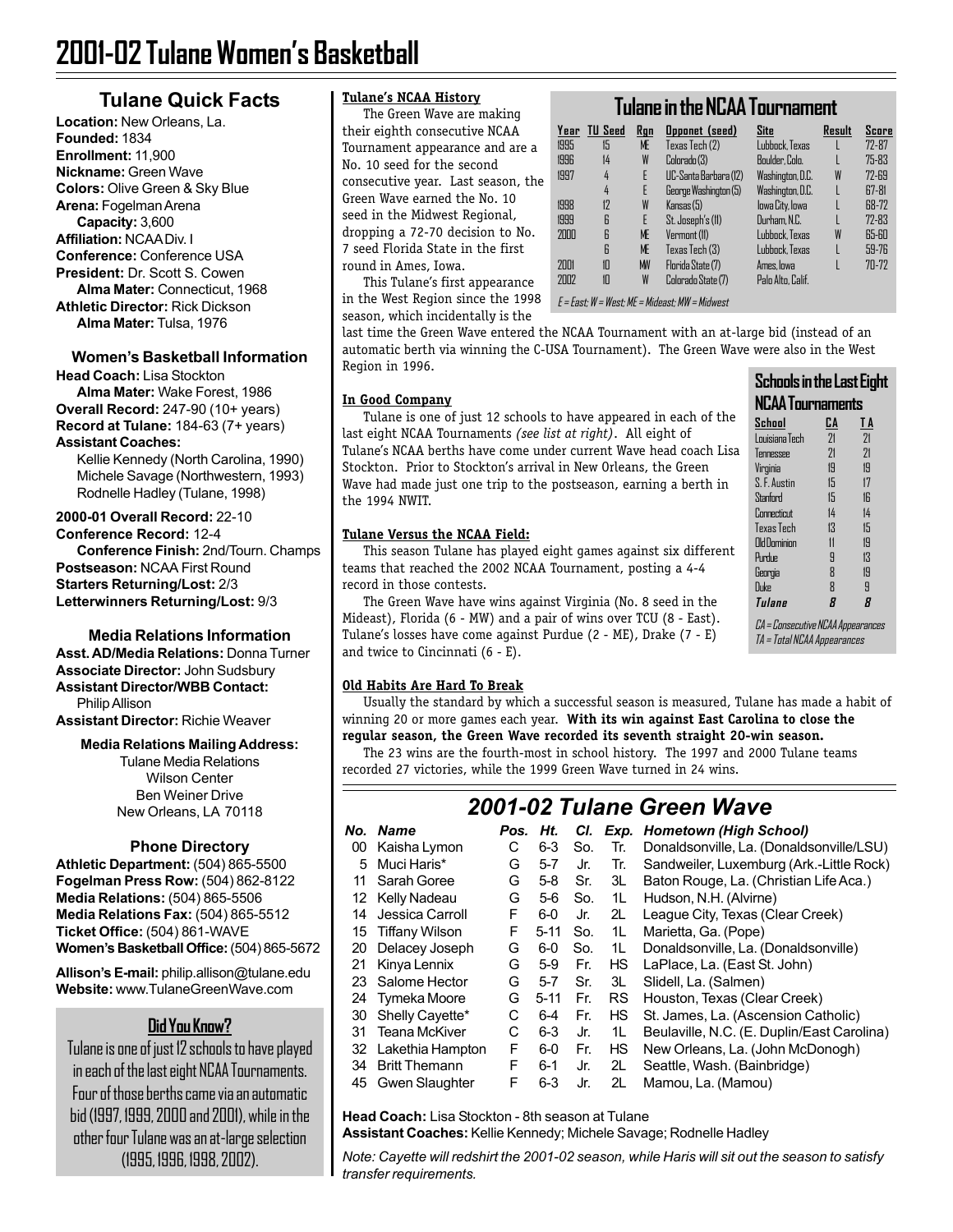// 2001-02 Tulane Women's Basketball

## Tulane Quick Facts

**Location:** New Orleans, La.
**Founded:** 1834
**Enrollment:** 11,900
**Nickname:** Green Wave
**Colors:** Olive Green & Sky Blue
**Arena:** Fogelman Arena
**Capacity:** 3,600
**Affiliation:** NCAA Div. I
**Conference:** Conference USA
**President:** Dr. Scott S. Cowen
**Alma Mater:** Connecticut, 1968
**Athletic Director:** Rick Dickson
**Alma Mater:** Tulsa, 1976

### Women's Basketball Information

**Head Coach:** Lisa Stockton
**Alma Mater:** Wake Forest, 1986
**Overall Record:** 247-90 (10+ years)
**Record at Tulane:** 184-63 (7+ years)
**Assistant Coaches:**
Kellie Kennedy (North Carolina, 1990)
Michele Savage (Northwestern, 1993)
Rodnelle Hadley (Tulane, 1998)

**2000-01 Overall Record:** 22-10
**Conference Record:** 12-4
**Conference Finish:** 2nd/Tourn. Champs
**Postseason:** NCAA First Round
**Starters Returning/Lost:** 2/3
**Letterwinners Returning/Lost:** 9/3

### Media Relations Information

**Asst. AD/Media Relations:** Donna Turner
**Associate Director:** John Sudsbury
**Assistant Director/WBB Contact:** Philip Allison
**Assistant Director:** Richie Weaver

**Media Relations Mailing Address:**
Tulane Media Relations
Wilson Center
Ben Weiner Drive
New Orleans, LA 70118

### Phone Directory

**Athletic Department:** (504) 865-5500
**Fogelman Press Row:** (504) 862-8122
**Media Relations:** (504) 865-5506
**Media Relations Fax:** (504) 865-5512
**Ticket Office:** (504) 861-WAVE
**Women's Basketball Office:** (504) 865-5672

**Allison's E-mail:** philip.allison@tulane.edu
**Website:** www.TulaneGreenWave.com

### Did You Know?

Tulane is one of just 12 schools to have played in each of the last eight NCAA Tournaments. Four of those berths came via an automatic bid (1997, 1999, 2000 and 2001), while in the other four Tulane was an at-large selection (1995, 1996, 1998, 2002).

### Tulane's NCAA History

The Green Wave are making their eighth consecutive NCAA Tournament appearance and are a No. 10 seed for the second consecutive year. Last season, the Green Wave earned the No. 10 seed in the Midwest Regional, dropping a 72-70 decision to No. 7 seed Florida State in the first round in Ames, Iowa.

This Tulane's first appearance in the West Region since the 1998 season, which incidentally is the last time the Green Wave entered the NCAA Tournament with an at-large bid (instead of an automatic berth via winning the C-USA Tournament). The Green Wave were also in the West Region in 1996.

### Tulane in the NCAA Tournament

| Year | TU Seed | Rgn | Opponet (seed) | Site | Result | Score |
|---|---|---|---|---|---|---|
| 1995 | 15 | ME | Texas Tech (2) | Lubbock, Texas | L | 72-87 |
| 1996 | 14 | W | Colorado (3) | Boulder, Colo. | L | 75-83 |
| 1997 | 4 | E | UC-Santa Barbara (12) | Washington, D.C. | W | 72-69 |
| | 4 | E | George Washington (5) | Washington, D.C. | L | 67-81 |
| 1998 | 12 | W | Kansas (5) | Iowa City, Iowa | L | 68-72 |
| 1999 | 6 | E | St. Joseph's (11) | Durham, N.C. | L | 72-83 |
| 2000 | 6 | ME | Vermont (11) | Lubbock, Texas | W | 65-60 |
| | 6 | ME | Texas Tech (3) | Lubbock, Texas | L | 59-76 |
| 2001 | 10 | MW | Florida State (7) | Ames, Iowa | L | 70-72 |
| 2002 | 10 | W | Colorado State (7) | Palo Alto, Calif. | | |

E = East; W = West; ME = Mideast; MW = Midwest

### In Good Company

Tulane is one of just 12 schools to have appeared in each of the last eight NCAA Tournaments *(see list at right)*. All eight of Tulane's NCAA berths have come under current Wave head coach Lisa Stockton. Prior to Stockton's arrival in New Orleans, the Green Wave had made just one trip to the postseason, earning a berth in the 1994 NWIT.

### Schools in the Last Eight NCAA Tournaments

| School | CA | TA |
|---|---|---|
| Louisiana Tech | 21 | 21 |
| Tennessee | 21 | 21 |
| Virginia | 19 | 19 |
| S. F. Austin | 15 | 17 |
| Stanford | 15 | 16 |
| Connecticut | 14 | 14 |
| Texas Tech | 13 | 15 |
| Old Dominion | 11 | 19 |
| Purdue | 9 | 13 |
| Georgia | 8 | 19 |
| Duke | 8 | 9 |
| ***Tulane*** | ***8*** | ***8*** |

CA = Consecutive NCAA Appearances
TA = Total NCAA Appearances

### Tulane Versus the NCAA Field:

This season Tulane has played eight games against six different teams that reached the 2002 NCAA Tournament, posting a 4-4 record in those contests.

The Green Wave have wins against Virginia (No. 8 seed in the Mideast), Florida (6 - MW) and a pair of wins over TCU (8 - East). Tulane's losses have come against Purdue (2 - ME), Drake (7 - E) and twice to Cincinnati (6 - E).

### Old Habits Are Hard To Break

Usually the standard by which a successful season is measured, Tulane has made a habit of winning 20 or more games each year. **With its win against East Carolina to close the regular season, the Green Wave recorded its seventh straight 20-win season.**

The 23 wins are the fourth-most in school history. The 1997 and 2000 Tulane teams recorded 27 victories, while the 1999 Green Wave turned in 24 wins.

## *2001-02 Tulane Green Wave*

| *No.* | *Name* | *Pos.* | *Ht.* | *Cl.* | *Exp.* | *Hometown (High School)* |
|---|---|---|---|---|---|---|
| 00 | Kaisha Lymon | C | 6-3 | So. | Tr. | Donaldsonville, La. (Donaldsonville/LSU) |
| 5 | Muci Haris* | G | 5-7 | Jr. | Tr. | Sandweiler, Luxemburg (Ark.-Little Rock) |
| 11 | Sarah Goree | G | 5-8 | Sr. | 3L | Baton Rouge, La. (Christian Life Aca.) |
| 12 | Kelly Nadeau | G | 5-6 | So. | 1L | Hudson, N.H. (Alvirne) |
| 14 | Jessica Carroll | F | 6-0 | Jr. | 2L | League City, Texas (Clear Creek) |
| 15 | Tiffany Wilson | F | 5-11 | So. | 1L | Marietta, Ga. (Pope) |
| 20 | Delacey Joseph | G | 6-0 | So. | 1L | Donaldsonville, La. (Donaldsonville) |
| 21 | Kinya Lennix | G | 5-9 | Fr. | HS | LaPlace, La. (East St. John) |
| 23 | Salome Hector | G | 5-7 | Sr. | 3L | Slidell, La. (Salmen) |
| 24 | Tymeka Moore | G | 5-11 | Fr. | RS | Houston, Texas (Clear Creek) |
| 30 | Shelly Cayette* | C | 6-4 | Fr. | HS | St. James, La. (Ascension Catholic) |
| 31 | Teana McKiver | C | 6-3 | Jr. | 1L | Beulaville, N.C. (E. Duplin/East Carolina) |
| 32 | Lakethia Hampton | F | 6-0 | Fr. | HS | New Orleans, La. (John McDonogh) |
| 34 | Britt Themann | F | 6-1 | Jr. | 2L | Seattle, Wash. (Bainbridge) |
| 45 | Gwen Slaughter | F | 6-3 | Jr. | 2L | Mamou, La. (Mamou) |

**Head Coach:** Lisa Stockton - 8th season at Tulane
**Assistant Coaches:** Kellie Kennedy; Michele Savage; Rodnelle Hadley

*Note: Cayette will redshirt the 2001-02 season, while Haris will sit out the season to satisfy transfer requirements.*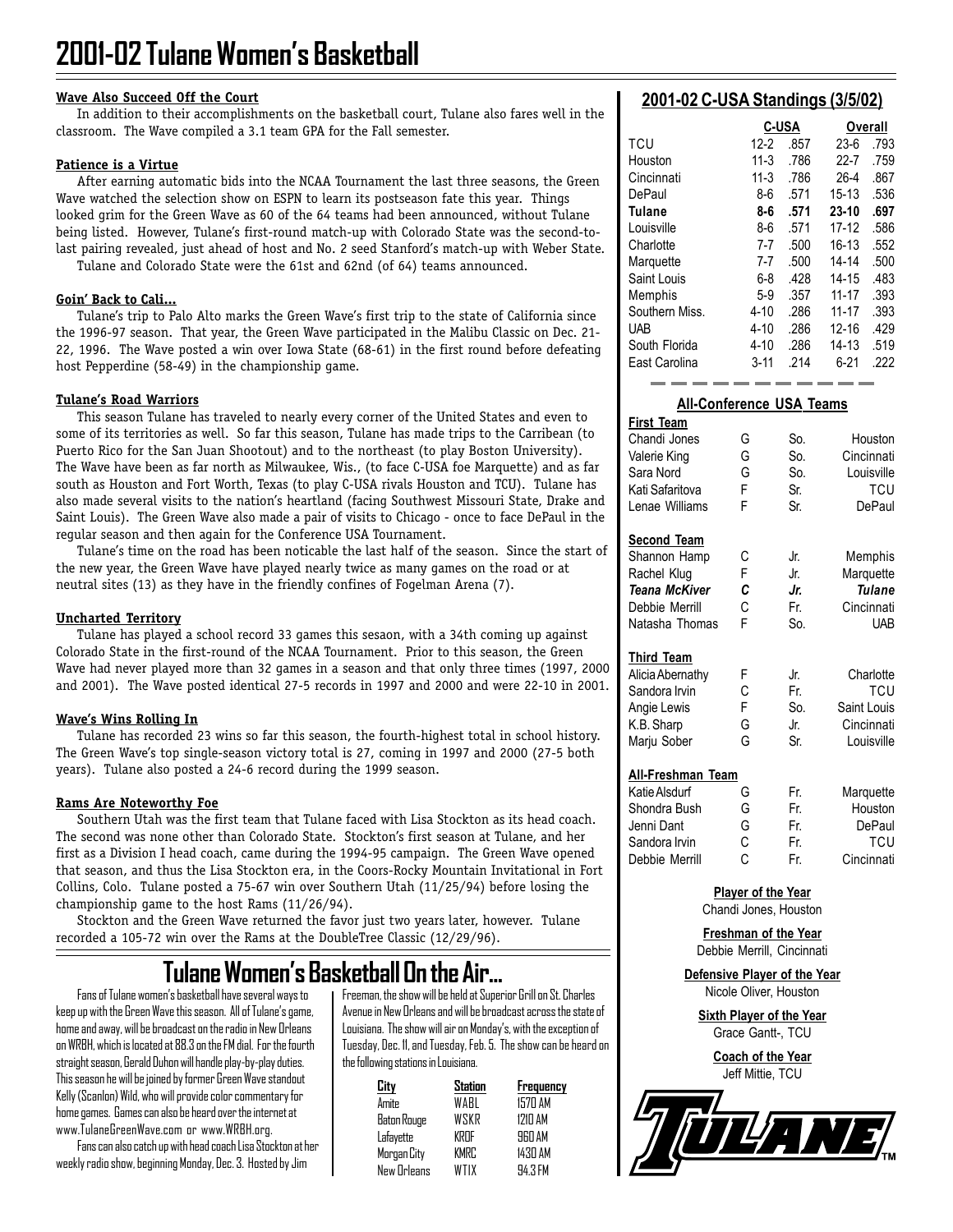# 2001-02 Tulane Women's Basketball

**Wave Also Succeed Off the Court**

In addition to their accomplishments on the basketball court, Tulane also fares well in the classroom. The Wave compiled a 3.1 team GPA for the Fall semester.

**Patience is a Virtue**

After earning automatic bids into the NCAA Tournament the last three seasons, the Green Wave watched the selection show on ESPN to learn its postseason fate this year. Things looked grim for the Green Wave as 60 of the 64 teams had been announced, without Tulane being listed. However, Tulane's first-round match-up with Colorado State was the second-to-last pairing revealed, just ahead of host and No. 2 seed Stanford's match-up with Weber State.

Tulane and Colorado State were the 61st and 62nd (of 64) teams announced.

**Goin' Back to Cali...**

Tulane's trip to Palo Alto marks the Green Wave's first trip to the state of California since the 1996-97 season. That year, the Green Wave participated in the Malibu Classic on Dec. 21-22, 1996. The Wave posted a win over Iowa State (68-61) in the first round before defeating host Pepperdine (58-49) in the championship game.

**Tulane's Road Warriors**

This season Tulane has traveled to nearly every corner of the United States and even to some of its territories as well. So far this season, Tulane has made trips to the Carribean (to Puerto Rico for the San Juan Shootout) and to the northeast (to play Boston University). The Wave have been as far north as Milwaukee, Wis., (to face C-USA foe Marquette) and as far south as Houston and Fort Worth, Texas (to play C-USA rivals Houston and TCU). Tulane has also made several visits to the nation's heartland (facing Southwest Missouri State, Drake and Saint Louis). The Green Wave also made a pair of visits to Chicago - once to face DePaul in the regular season and then again for the Conference USA Tournament.

Tulane's time on the road has been noticable the last half of the season. Since the start of the new year, the Green Wave have played nearly twice as many games on the road or at neutral sites (13) as they have in the friendly confines of Fogelman Arena (7).

**Uncharted Territory**

Tulane has played a school record 33 games this sesaon, with a 34th coming up against Colorado State in the first-round of the NCAA Tournament. Prior to this season, the Green Wave had never played more than 32 games in a season and that only three times (1997, 2000 and 2001). The Wave posted identical 27-5 records in 1997 and 2000 and were 22-10 in 2001.

**Wave's Wins Rolling In**

Tulane has recorded 23 wins so far this season, the fourth-highest total in school history. The Green Wave's top single-season victory total is 27, coming in 1997 and 2000 (27-5 both years). Tulane also posted a 24-6 record during the 1999 season.

**Rams Are Noteworthy Foe**

Southern Utah was the first team that Tulane faced with Lisa Stockton as its head coach. The second was none other than Colorado State. Stockton's first season at Tulane, and her first as a Division I head coach, came during the 1994-95 campaign. The Green Wave opened that season, and thus the Lisa Stockton era, in the Coors-Rocky Mountain Invitational in Fort Collins, Colo. Tulane posted a 75-67 win over Southern Utah (11/25/94) before losing the championship game to the host Rams (11/26/94).

Stockton and the Green Wave returned the favor just two years later, however. Tulane recorded a 105-72 win over the Rams at the DoubleTree Classic (12/29/96).

## 2001-02 C-USA Standings (3/5/02)

| | C-USA | | Overall | |
|---|---|---|---|---|
| TCU | 12-2 | .857 | 23-6 | .793 |
| Houston | 11-3 | .786 | 22-7 | .759 |
| Cincinnati | 11-3 | .786 | 26-4 | .867 |
| DePaul | 8-6 | .571 | 15-13 | .536 |
| **Tulane** | **8-6** | **.571** | **23-10** | **.697** |
| Louisville | 8-6 | .571 | 17-12 | .586 |
| Charlotte | 7-7 | .500 | 16-13 | .552 |
| Marquette | 7-7 | .500 | 14-14 | .500 |
| Saint Louis | 6-8 | .428 | 14-15 | .483 |
| Memphis | 5-9 | .357 | 11-17 | .393 |
| Southern Miss. | 4-10 | .286 | 11-17 | .393 |
| UAB | 4-10 | .286 | 12-16 | .429 |
| South Florida | 4-10 | .286 | 14-13 | .519 |
| East Carolina | 3-11 | .214 | 6-21 | .222 |

## All-Conference USA Teams

**First Team**

| | | | |
|---|---|---|---|
| Chandi Jones | G | So. | Houston |
| Valerie King | G | So. | Cincinnati |
| Sara Nord | G | So. | Louisville |
| Kati Safaritova | F | Sr. | TCU |
| Lenae Williams | F | Sr. | DePaul |

**Second Team**

| | | | |
|---|---|---|---|
| Shannon Hamp | C | Jr. | Memphis |
| Rachel Klug | F | Jr. | Marquette |
| ***Teana McKiver*** | ***C*** | ***Jr.*** | ***Tulane*** |
| Debbie Merrill | C | Fr. | Cincinnati |
| Natasha Thomas | F | So. | UAB |

**Third Team**

| | | | |
|---|---|---|---|
| Alicia Abernathy | F | Jr. | Charlotte |
| Sandora Irvin | C | Fr. | TCU |
| Angie Lewis | F | So. | Saint Louis |
| K.B. Sharp | G | Jr. | Cincinnati |
| Marju Sober | G | Sr. | Louisville |

**All-Freshman Team**

| | | | |
|---|---|---|---|
| Katie Alsdurf | G | Fr. | Marquette |
| Shondra Bush | G | Fr. | Houston |
| Jenni Dant | G | Fr. | DePaul |
| Sandora Irvin | C | Fr. | TCU |
| Debbie Merrill | C | Fr. | Cincinnati |

**Player of the Year**
Chandi Jones, Houston

**Freshman of the Year**
Debbie Merrill, Cincinnati

**Defensive Player of the Year**
Nicole Oliver, Houston

**Sixth Player of the Year**
Grace Gantt-, TCU

**Coach of the Year**
Jeff Mittie, TCU

## Tulane Women's Basketball On the Air...

Fans of Tulane women's basketball have several ways to keep up with the Green Wave this season. All of Tulane's game, home and away, will be broadcast on the radio in New Orleans on WRBH, which is located at 88.3 on the FM dial. For the fourth straight season, Gerald Duhon will handle play-by-play duties. This season he will be joined by former Green Wave standout Kelly (Scanlon) Wild, who will provide color commentary for home games. Games can also be heard over the internet at www.TulaneGreenWave.com or www.WRBH.org.

Fans can also catch up with head coach Lisa Stockton at her weekly radio show, beginning Monday, Dec. 3. Hosted by Jim Freeman, the show will be held at Superior Grill on St. Charles Avenue in New Orleans and will be broadcast across the state of Louisiana. The show will air on Monday's, with the exception of Tuesday, Dec. 11, and Tuesday, Feb. 5. The show can be heard on the following stations in Louisiana.

| City | Station | Frequency |
|---|---|---|
| Amite | WABL | 1570 AM |
| Baton Rouge | WSKR | 1210 AM |
| Lafayette | KROF | 960 AM |
| Morgan City | KMRC | 1430 AM |
| New Orleans | WTIX | 94.3 FM |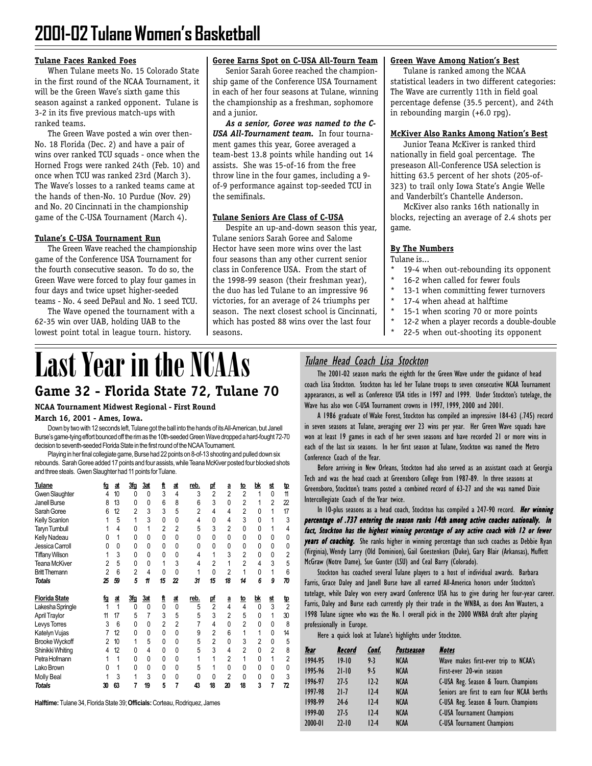# 2001-02 Tulane Women's Basketball

**Tulane Faces Ranked Foes**

When Tulane meets No. 15 Colorado State in the first round of the NCAA Tournament, it will be the Green Wave's sixth game this season against a ranked opponent. Tulane is 3-2 in its five previous match-ups with ranked teams.

The Green Wave posted a win over then-No. 18 Florida (Dec. 2) and have a pair of wins over ranked TCU squads - once when the Horned Frogs were ranked 24th (Feb. 10) and once when TCU was ranked 23rd (March 3). The Wave's losses to a ranked teams came at the hands of then-No. 10 Purdue (Nov. 29) and No. 20 Cincinnati in the championship game of the C-USA Tournament (March 4).

**Tulane's C-USA Tournament Run**

The Green Wave reached the championship game of the Conference USA Tournament for the fourth consecutive season. To do so, the Green Wave were forced to play four games in four days and twice upset higher-seeded teams - No. 4 seed DePaul and No. 1 seed TCU.

The Wave opened the tournament with a 62-35 win over UAB, holding UAB to the lowest point total in league tourn. history.

**Goree Earns Spot on C-USA All-Tourn Team**

Senior Sarah Goree reached the championship game of the Conference USA Tournament in each of her four seasons at Tulane, winning the championship as a freshman, sophomore and a junior.

***As a senior, Goree was named to the C-USA All-Tournament team.*** In four tournament games this year, Goree averaged a team-best 13.8 points while handing out 14 assists. She was 15-of-16 from the free throw line in the four games, including a 9-of-9 performance against top-seeded TCU in the semifinals.

**Tulane Seniors Are Class of C-USA**

Despite an up-and-down season this year, Tulane seniors Sarah Goree and Salome Hector have seen more wins over the last four seasons than any other current senior class in Conference USA. From the start of the 1998-99 season (their freshman year), the duo has led Tulane to an impressive 96 victories, for an average of 24 triumphs per season. The next closest school is Cincinnati, which has posted 88 wins over the last four seasons.

**Green Wave Among Nation's Best**

Tulane is ranked among the NCAA statistical leaders in two different categories: The Wave are currently 11th in field goal percentage defense (35.5 percent), and 24th in rebounding margin (+6.0 rpg).

**McKiver Also Ranks Among Nation's Best**

Junior Teana McKiver is ranked third nationally in field goal percentage. The preseason All-Conference USA selection is hitting 63.5 percent of her shots (205-of-323) to trail only Iowa State's Angie Welle and Vanderbilt's Chantelle Anderson.

McKiver also ranks 16th nationally in blocks, rejecting an average of 2.4 shots per game.

**By The Numbers**

Tulane is...

* 19-4 when out-rebounding its opponent
* 16-2 when called for fewer fouls
* 13-1 when committing fewer turnovers
* 17-4 when ahead at halftime
* 15-1 when scoring 70 or more points
* 12-2 when a player records a double-double
* 22-5 when out-shooting its opponent

# Last Year in the NCAAs

## Game 32 - Florida State 72, Tulane 70

**NCAA Tournament Midwest Regional - First Round**

**March 16, 2001 - Ames, Iowa.**

Down by two with 12 seconds left, Tulane got the ball into the hands of its All-American, but Janell Burse's game-tying effort bounced off the rim as the 10th-seeded Green Wave dropped a hard-fought 72-70 decision to seventh-seeded Florida State in the first round of the NCAA Tournament.

Playing in her final collegiate game, Burse had 22 points on 8-of-13 shooting and pulled down six rebounds. Sarah Goree added 17 points and four assists, while Teana McKiver posted four blocked shots and three steals. Gwen Slaughter had 11 points for Tulane.

| Tulane | fg | at | 3fg | 3at | ft | at | reb. | pf | a | to | bk | st | tp |
|---|---|---|---|---|---|---|---|---|---|---|---|---|---|
| Gwen Slaughter | 4 | 10 | 0 | 0 | 3 | 4 | 3 | 2 | 2 | 2 | 1 | 0 | 11 |
| Janell Burse | 8 | 13 | 0 | 0 | 6 | 8 | 6 | 3 | 0 | 2 | 1 | 2 | 22 |
| Sarah Goree | 6 | 12 | 2 | 3 | 3 | 5 | 2 | 4 | 4 | 2 | 0 | 1 | 17 |
| Kelly Scanlon | 1 | 5 | 1 | 3 | 0 | 0 | 4 | 0 | 4 | 3 | 0 | 1 | 3 |
| Taryn Turnbull | 1 | 4 | 0 | 1 | 2 | 2 | 5 | 3 | 2 | 0 | 0 | 1 | 4 |
| Kelly Nadeau | 0 | 1 | 0 | 0 | 0 | 0 | 0 | 0 | 0 | 0 | 0 | 0 | 0 |
| Jessica Carroll | 0 | 0 | 0 | 0 | 0 | 0 | 0 | 0 | 0 | 0 | 0 | 0 | 0 |
| Tiffany Wilson | 1 | 3 | 0 | 0 | 0 | 0 | 4 | 1 | 3 | 2 | 0 | 0 | 2 |
| Teana McKiver | 2 | 5 | 0 | 0 | 1 | 3 | 4 | 2 | 1 | 2 | 4 | 3 | 5 |
| Britt Themann | 2 | 6 | 2 | 4 | 0 | 0 | 1 | 0 | 2 | 1 | 0 | 1 | 6 |
| ***Totals*** | ***25*** | ***59*** | ***5*** | ***11*** | ***15*** | ***22*** | ***31*** | ***15*** | ***18*** | ***14*** | ***6*** | ***9*** | ***70*** |

| Florida State | fg | at | 3fg | 3at | ft | at | reb. | pf | a | to | bk | st | tp |
|---|---|---|---|---|---|---|---|---|---|---|---|---|---|
| Lakesha Springle | 1 | 1 | 0 | 0 | 0 | 0 | 5 | 2 | 4 | 4 | 0 | 3 | 2 |
| April Traylor | 11 | 17 | 5 | 7 | 3 | 5 | 5 | 3 | 2 | 5 | 0 | 1 | 30 |
| Levys Torres | 3 | 6 | 0 | 0 | 2 | 2 | 7 | 4 | 0 | 2 | 0 | 0 | 8 |
| Katelyn Vujas | 7 | 12 | 0 | 0 | 0 | 0 | 9 | 2 | 6 | 1 | 1 | 0 | 14 |
| Brooke Wyckoff | 2 | 10 | 1 | 5 | 0 | 0 | 5 | 2 | 0 | 3 | 2 | 0 | 5 |
| Shinikki Whiting | 4 | 12 | 0 | 4 | 0 | 0 | 5 | 3 | 4 | 2 | 0 | 2 | 8 |
| Petra Hofmann | 1 | 1 | 0 | 0 | 0 | 0 | 1 | 1 | 2 | 1 | 0 | 1 | 2 |
| Lako Brown | 0 | 1 | 0 | 0 | 0 | 0 | 5 | 1 | 0 | 0 | 0 | 0 | 0 |
| Molly Beal | 1 | 3 | 1 | 3 | 0 | 0 | 0 | 0 | 2 | 0 | 0 | 0 | 3 |
| ***Totals*** | ***30*** | ***63*** | ***7*** | ***19*** | ***5*** | ***7*** | ***43*** | ***18*** | ***20*** | ***18*** | ***3*** | ***7*** | ***72*** |

**Halftime:** Tulane 34, Florida State 39; **Officials:** Corteau, Rodriquez, James

## *Tulane Head Coach Lisa Stockton*

The 2001-02 season marks the eighth for the Green Wave under the guidance of head coach Lisa Stockton. Stockton has led her Tulane troops to seven consecutive NCAA Tournament appearances, as well as Conference USA titles in 1997 and 1999. Under Stockton's tutelage, the Wave has also won C-USA Tournament crowns in 1997, 1999, 2000 and 2001.

A 1986 graduate of Wake Forest, Stockton has compiled an impressive 184-63 (.745) record in seven seasons at Tulane, averaging over 23 wins per year. Her Green Wave squads have won at least 19 games in each of her seven seasons and have recorded 21 or more wins in each of the last six seasons. In her first season at Tulane, Stockton was named the Metro Conference Coach of the Year.

Before arriving in New Orleans, Stockton had also served as an assistant coach at Georgia Tech and was the head coach at Greensboro College from 1987-89. In three seasons at Greensboro, Stockton's teams posted a combined record of 63-27 and she was named Dixie Intercollegiate Coach of the Year twice.

In 10-plus seasons as a head coach, Stockton has compiled a 247-90 record. ***Her winning percentage of .737 entering the season ranks 14th among active coaches nationally. In fact, Stockton has the highest winning percentage of any active coach with 12 or fewer years of coaching.*** She ranks higher in winning percentage than such coaches as Debbie Ryan (Virginia), Wendy Larry (Old Dominion), Gail Goestenkors (Duke), Gary Blair (Arkansas), Muffett McGraw (Notre Dame), Sue Gunter (LSU) and Ceal Barry (Colorado).

Stockton has coached several Tulane players to a host of individual awards. Barbara Farris, Grace Daley and Janell Burse have all earned All-America honors under Stockton's tutelage, while Daley won every award Conference USA has to give during her four-year career. Farris, Daley and Burse each currently ply their trade in the WNBA, as does Ann Wauters, a 1998 Tulane signee who was the No. 1 overall pick in the 2000 WNBA draft after playing professionally in Europe.

Here a quick look at Tulane's highlights under Stockton.

| *Year* | *Record* | *Conf.* | *Postseason* | *Notes* |
|---|---|---|---|---|
| 1994-95 | 19-10 | 9-3 | NCAA | Wave makes first-ever trip to NCAA's |
| 1995-96 | 21-10 | 9-5 | NCAA | First-ever 20-win season |
| 1996-97 | 27-5 | 12-2 | NCAA | C-USA Reg. Season & Tourn. Champions |
| 1997-98 | 21-7 | 12-4 | NCAA | Seniors are first to earn four NCAA berths |
| 1998-99 | 24-6 | 12-4 | NCAA | C-USA Reg. Season & Tourn. Champions |
| 1999-00 | 27-5 | 12-4 | NCAA | C-USA Tournament Champions |
| 2000-01 | 22-10 | 12-4 | NCAA | C-USA Tournament Champions |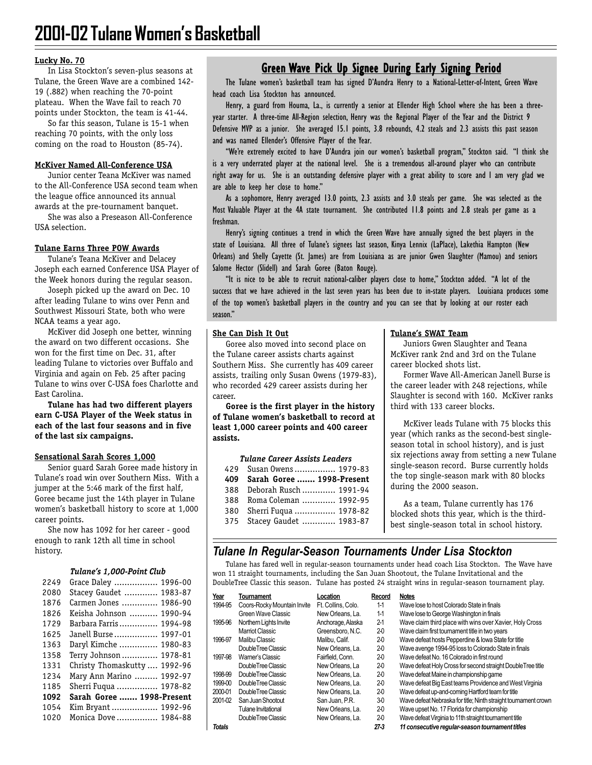# 2001-02 Tulane Women's Basketball

### Lucky No. 70

In Lisa Stockton's seven-plus seasons at Tulane, the Green Wave are a combined 142-19 (.882) when reaching the 70-point plateau. When the Wave fail to reach 70 points under Stockton, the team is 41-44.

So far this season, Tulane is 15-1 when reaching 70 points, with the only loss coming on the road to Houston (85-74).

### McKiver Named All-Conference USA

Junior center Teana McKiver was named to the All-Conference USA second team when the league office announced its annual awards at the pre-tournament banquet.

She was also a Preseason All-Conference USA selection.

### Tulane Earns Three POW Awards

Tulane's Teana McKiver and Delacey Joseph each earned Conference USA Player of the Week honors during the regular season.

Joseph picked up the award on Dec. 10 after leading Tulane to wins over Penn and Southwest Missouri State, both who were NCAA teams a year ago.

McKiver did Joseph one better, winning the award on two different occasions. She won for the first time on Dec. 31, after leading Tulane to victories over Buffalo and Virginia and again on Feb. 25 after pacing Tulane to wins over C-USA foes Charlotte and East Carolina.

**Tulane has had two different players earn C-USA Player of the Week status in each of the last four seasons and in five of the last six campaigns.**

### Sensational Sarah Scores 1,000

Senior guard Sarah Goree made history in Tulane's road win over Southern Miss. With a jumper at the 5:46 mark of the first half, Goree became just the 14th player in Tulane women's basketball history to score at 1,000 career points.

She now has 1092 for her career - good enough to rank 12th all time in school history.

*Tulane's 1,000-Point Club*

| Points | Player | Years |
|---|---|---|
| 2249 | Grace Daley | 1996-00 |
| 2080 | Stacey Gaudet | 1983-87 |
| 1876 | Carmen Jones | 1986-90 |
| 1826 | Keisha Johnson | 1990-94 |
| 1729 | Barbara Farris | 1994-98 |
| 1625 | Janell Burse | 1997-01 |
| 1363 | Daryl Kimche | 1980-83 |
| 1358 | Terry Johnson | 1978-81 |
| 1331 | Christy Thomaskutty | 1992-96 |
| 1234 | Mary Ann Marino | 1992-97 |
| 1185 | Sherri Fuqua | 1978-82 |
| **1092** | **Sarah Goree** | **1998-Present** |
| 1054 | Kim Bryant | 1992-96 |
| 1020 | Monica Dove | 1984-88 |

## Green Wave Pick Up Signee During Early Signing Period

The Tulane women's basketball team has signed D'Aundra Henry to a National-Letter-of-Intent, Green Wave head coach Lisa Stockton has announced.

Henry, a guard from Houma, La., is currently a senior at Ellender High School where she has been a three-year starter. A three-time All-Region selection, Henry was the Regional Player of the Year and the District 9 Defensive MVP as a junior. She averaged 15.1 points, 3.8 rebounds, 4.2 steals and 2.3 assists this past season and was named Ellender's Offensive Player of the Year.

"We're extremely excited to have D'Aundra join our women's basketball program," Stockton said. "I think she is a very underrated player at the national level. She is a tremendous all-around player who can contribute right away for us. She is an outstanding defensive player with a great ability to score and I am very glad we are able to keep her close to home."

As a sophomore, Henry averaged 13.0 points, 2.3 assists and 3.0 steals per game. She was selected as the Most Valuable Player at the 4A state tournament. She contributed 11.8 points and 2.8 steals per game as a freshman.

Henry's signing continues a trend in which the Green Wave have annually signed the best players in the state of Louisiana. All three of Tulane's signees last season, Kinya Lennix (LaPlace), Lakethia Hampton (New Orleans) and Shelly Cayette (St. James) are from Louisiana as are junior Gwen Slaughter (Mamou) and seniors Salome Hector (Slidell) and Sarah Goree (Baton Rouge).

"It is nice to be able to recruit national-caliber players close to home," Stockton added. "A lot of the success that we have achieved in the last seven years has been due to in-state players. Louisiana produces some of the top women's basketball players in the country and you can see that by looking at our roster each season."

### She Can Dish It Out

Goree also moved into second place on the Tulane career assists charts against Southern Miss. She currently has 409 career assists, trailing only Susan Owens (1979-83), who recorded 429 career assists during her career.

**Goree is the first player in the history of Tulane women's basketball to record at least 1,000 career points and 400 career assists.**

*Tulane Career Assists Leaders*

| Assists | Player | Years |
|---|---|---|
| 429 | Susan Owens | 1979-83 |
| **409** | **Sarah Goree** | **1998-Present** |
| 388 | Deborah Rusch | 1991-94 |
| 388 | Roma Coleman | 1992-95 |
| 380 | Sherri Fuqua | 1978-82 |
| 375 | Stacey Gaudet | 1983-87 |

### Tulane's SWAT Team

Juniors Gwen Slaughter and Teana McKiver rank 2nd and 3rd on the Tulane career blocked shots list.

Former Wave All-American Janell Burse is the career leader with 248 rejections, while Slaughter is second with 160. McKiver ranks third with 133 career blocks.

McKiver leads Tulane with 75 blocks this year (which ranks as the second-best single-season total in school history), and is just six rejections away from setting a new Tulane single-season record. Burse currently holds the top single-season mark with 80 blocks during the 2000 season.

As a team, Tulane currently has 176 blocked shots this year, which is the third-best single-season total in school history.

## *Tulane In Regular-Season Tournaments Under Lisa Stockton*

Tulane has fared well in regular-season tournaments under head coach Lisa Stockton. The Wave have won 11 straight tournaments, including the San Juan Shootout, the Tulane Invitational and the DoubleTree Classic this season. Tulane has posted 24 straight wins in regular-season tournament play.

| Year | Tournament | Location | Record | Notes |
|---|---|---|---|---|
| 1994-95 | Coors-Rocky Mountain Invite | Ft. Collins, Colo. | 1-1 | Wave lose to host Colorado State in finals |
| | Green Wave Classic | New Orleans, La. | 1-1 | Wave lose to George Washington in finals |
| 1995-96 | Northern Lights Invite | Anchorage, Alaska | 2-1 | Wave claim third place with wins over Xavier, Holy Cross |
| | Marriot Classic | Greensboro, N.C. | 2-0 | Wave claim first tournament title in two years |
| 1996-97 | Malibu Classic | Malibu, Calif. | 2-0 | Wave defeat hosts Pepperdine & Iowa State for title |
| | DoubleTree Classic | New Orleans, La. | 2-0 | Wave avenge 1994-95 loss to Colorado State in finals |
| 1997-98 | Warner's Classic | Fairfield, Conn. | 2-0 | Wave defeat No. 16 Colorado in first round |
| | DoubleTree Classic | New Orleans, La | 2-0 | Wave defeat Holy Cross for second straight DoubleTree title |
| 1998-99 | DoubleTree Classic | New Orleans, La. | 2-0 | Wave defeat Maine in championship game |
| 1999-00 | DoubleTree Classic | New Orleans, La. | 2-0 | Wave defeat Big East teams Providence and West Virginia |
| 2000-01 | DoubleTree Classic | New Orleans, La. | 2-0 | Wave defeat up-and-coming Hartford team for title |
| 2001-02 | San Juan Shootout | San Juan, P.R. | 3-0 | Wave defeat Nebraska for title; Ninth straight tournament crown |
| | Tulane Invitational | New Orleans, La. | 2-0 | Wave upset No. 17 Florida for championship |
| | DoubleTree Classic | New Orleans, La. | 2-0 | Wave defeat Virginia to 11th straight tournament title |
| ***Totals*** | | | ***27-3*** | ***11 consecutive regular-season tournament titles*** |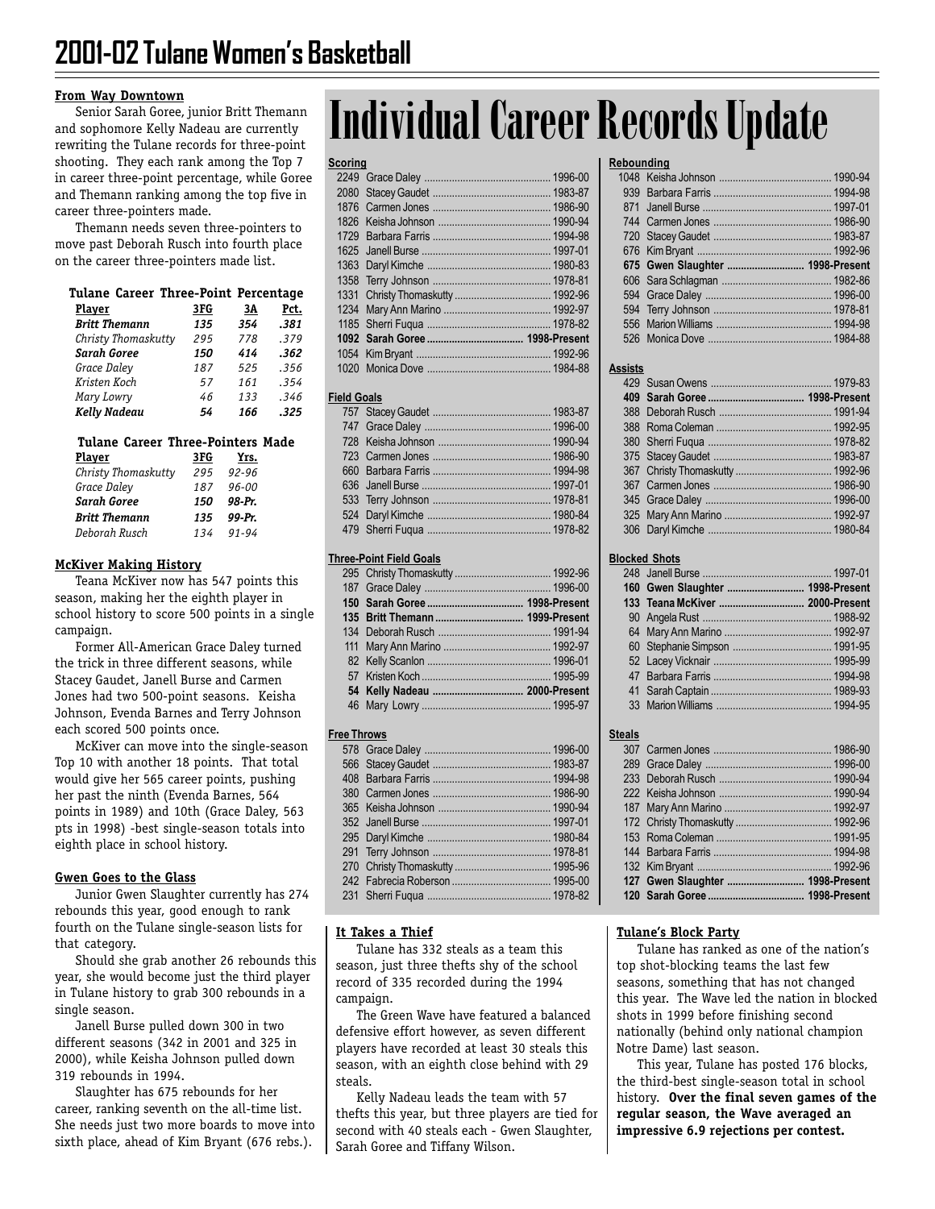# 2001-02 Tulane Women's Basketball

## From Way Downtown

Senior Sarah Goree, junior Britt Themann and sophomore Kelly Nadeau are currently rewriting the Tulane records for three-point shooting. They each rank among the Top 7 in career three-point percentage, while Goree and Themann ranking among the top five in career three-pointers made.

Themann needs seven three-pointers to move past Deborah Rusch into fourth place on the career three-pointers made list.

**Tulane Career Three-Point Percentage**

| Player | 3FG | 3A | Pct. |
|---|---|---|---|
| ***Britt Themann*** | ***135*** | ***354*** | ***.381*** |
| *Christy Thomaskutty* | *295* | *778* | *.379* |
| ***Sarah Goree*** | ***150*** | ***414*** | ***.362*** |
| *Grace Daley* | *187* | *525* | *.356* |
| *Kristen Koch* | *57* | *161* | *.354* |
| *Mary Lowry* | *46* | *133* | *.346* |
| ***Kelly Nadeau*** | ***54*** | ***166*** | ***.325*** |

**Tulane Career Three-Pointers Made**

| Player | 3FG | Yrs. |
|---|---|---|
| *Christy Thomaskutty* | *295* | *92-96* |
| *Grace Daley* | *187* | *96-00* |
| ***Sarah Goree*** | ***150*** | ***98-Pr.*** |
| ***Britt Themann*** | ***135*** | ***99-Pr.*** |
| *Deborah Rusch* | *134* | *91-94* |

## McKiver Making History

Teana McKiver now has 547 points this season, making her the eighth player in school history to score 500 points in a single campaign.

Former All-American Grace Daley turned the trick in three different seasons, while Stacey Gaudet, Janell Burse and Carmen Jones had two 500-point seasons. Keisha Johnson, Evenda Barnes and Terry Johnson each scored 500 points once.

McKiver can move into the single-season Top 10 with another 18 points. That total would give her 565 career points, pushing her past the ninth (Evenda Barnes, 564 points in 1989) and 10th (Grace Daley, 563 pts in 1998) -best single-season totals into eighth place in school history.

## Gwen Goes to the Glass

Junior Gwen Slaughter currently has 274 rebounds this year, good enough to rank fourth on the Tulane single-season lists for that category.

Should she grab another 26 rebounds this year, she would become just the third player in Tulane history to grab 300 rebounds in a single season.

Janell Burse pulled down 300 in two different seasons (342 in 2001 and 325 in 2000), while Keisha Johnson pulled down 319 rebounds in 1994.

Slaughter has 675 rebounds for her career, ranking seventh on the all-time list. She needs just two more boards to move into sixth place, ahead of Kim Bryant (676 rebs.).

# Individual Career Records Update

**Scoring**

| | Player | Years |
|---|---|---|
| 2249 | Grace Daley | 1996-00 |
| 2080 | Stacey Gaudet | 1983-87 |
| 1876 | Carmen Jones | 1986-90 |
| 1826 | Keisha Johnson | 1990-94 |
| 1729 | Barbara Farris | 1994-98 |
| 1625 | Janell Burse | 1997-01 |
| 1363 | Daryl Kimche | 1980-83 |
| 1358 | Terry Johnson | 1978-81 |
| 1331 | Christy Thomaskutty | 1992-96 |
| 1234 | Mary Ann Marino | 1992-97 |
| 1185 | Sherri Fuqua | 1978-82 |
| **1092** | **Sarah Goree** | **1998-Present** |
| 1054 | Kim Bryant | 1992-96 |
| 1020 | Monica Dove | 1984-88 |

**Field Goals**

| | Player | Years |
|---|---|---|
| 757 | Stacey Gaudet | 1983-87 |
| 747 | Grace Daley | 1996-00 |
| 728 | Keisha Johnson | 1990-94 |
| 723 | Carmen Jones | 1986-90 |
| 660 | Barbara Farris | 1994-98 |
| 636 | Janell Burse | 1997-01 |
| 533 | Terry Johnson | 1978-81 |
| 524 | Daryl Kimche | 1980-84 |
| 479 | Sherri Fuqua | 1978-82 |

**Three-Point Field Goals**

| | Player | Years |
|---|---|---|
| 295 | Christy Thomaskutty | 1992-96 |
| 187 | Grace Daley | 1996-00 |
| **150** | **Sarah Goree** | **1998-Present** |
| **135** | **Britt Themann** | **1999-Present** |
| 134 | Deborah Rusch | 1991-94 |
| 111 | Mary Ann Marino | 1992-97 |
| 82 | Kelly Scanlon | 1996-01 |
| 57 | Kristen Koch | 1995-99 |
| **54** | **Kelly Nadeau** | **2000-Present** |
| 46 | Mary Lowry | 1995-97 |

**Free Throws**

| | Player | Years |
|---|---|---|
| 578 | Grace Daley | 1996-00 |
| 566 | Stacey Gaudet | 1983-87 |
| 408 | Barbara Farris | 1994-98 |
| 380 | Carmen Jones | 1986-90 |
| 365 | Keisha Johnson | 1990-94 |
| 352 | Janell Burse | 1997-01 |
| 295 | Daryl Kimche | 1980-84 |
| 291 | Terry Johnson | 1978-81 |
| 270 | Christy Thomaskutty | 1995-96 |
| 242 | Fabrecia Roberson | 1995-00 |
| 231 | Sherri Fuqua | 1978-82 |

**Rebounding**

| | Player | Years |
|---|---|---|
| 1048 | Keisha Johnson | 1990-94 |
| 939 | Barbara Farris | 1994-98 |
| 871 | Janell Burse | 1997-01 |
| 744 | Carmen Jones | 1986-90 |
| 720 | Stacey Gaudet | 1983-87 |
| 676 | Kim Bryant | 1992-96 |
| **675** | **Gwen Slaughter** | **1998-Present** |
| 606 | Sara Schlagman | 1982-86 |
| 594 | Grace Daley | 1996-00 |
| 594 | Terry Johnson | 1978-81 |
| 556 | Marion Williams | 1994-98 |
| 526 | Monica Dove | 1984-88 |

**Assists**

| | Player | Years |
|---|---|---|
| 429 | Susan Owens | 1979-83 |
| **409** | **Sarah Goree** | **1998-Present** |
| 388 | Deborah Rusch | 1991-94 |
| 388 | Roma Coleman | 1992-95 |
| 380 | Sherri Fuqua | 1978-82 |
| 375 | Stacey Gaudet | 1983-87 |
| 367 | Christy Thomaskutty | 1992-96 |
| 367 | Carmen Jones | 1986-90 |
| 345 | Grace Daley | 1996-00 |
| 325 | Mary Ann Marino | 1992-97 |
| 306 | Daryl Kimche | 1980-84 |

**Blocked Shots**

| | Player | Years |
|---|---|---|
| 248 | Janell Burse | 1997-01 |
| **160** | **Gwen Slaughter** | **1998-Present** |
| **133** | **Teana McKiver** | **2000-Present** |
| 90 | Angela Rust | 1988-92 |
| 64 | Mary Ann Marino | 1992-97 |
| 60 | Stephanie Simpson | 1991-95 |
| 52 | Lacey Vicknair | 1995-99 |
| 47 | Barbara Farris | 1994-98 |
| 41 | Sarah Captain | 1989-93 |
| 33 | Marion Williams | 1994-95 |

**Steals**

| | Player | Years |
|---|---|---|
| 307 | Carmen Jones | 1986-90 |
| 289 | Grace Daley | 1996-00 |
| 233 | Deborah Rusch | 1990-94 |
| 222 | Keisha Johnson | 1990-94 |
| 187 | Mary Ann Marino | 1992-97 |
| 172 | Christy Thomaskutty | 1992-96 |
| 153 | Roma Coleman | 1991-95 |
| 144 | Barbara Farris | 1994-98 |
| 132 | Kim Bryant | 1992-96 |
| **127** | **Gwen Slaughter** | **1998-Present** |
| **120** | **Sarah Goree** | **1998-Present** |

## It Takes a Thief

Tulane has 332 steals as a team this season, just three thefts shy of the school record of 335 recorded during the 1994 campaign.

The Green Wave have featured a balanced defensive effort however, as seven different players have recorded at least 30 steals this season, with an eighth close behind with 29 steals.

Kelly Nadeau leads the team with 57 thefts this year, but three players are tied for second with 40 steals each - Gwen Slaughter, Sarah Goree and Tiffany Wilson.

## Tulane's Block Party

Tulane has ranked as one of the nation's top shot-blocking teams the last few seasons, something that has not changed this year. The Wave led the nation in blocked shots in 1999 before finishing second nationally (behind only national champion Notre Dame) last season.

This year, Tulane has posted 176 blocks, the third-best single-season total in school history. **Over the final seven games of the regular season, the Wave averaged an impressive 6.9 rejections per contest.**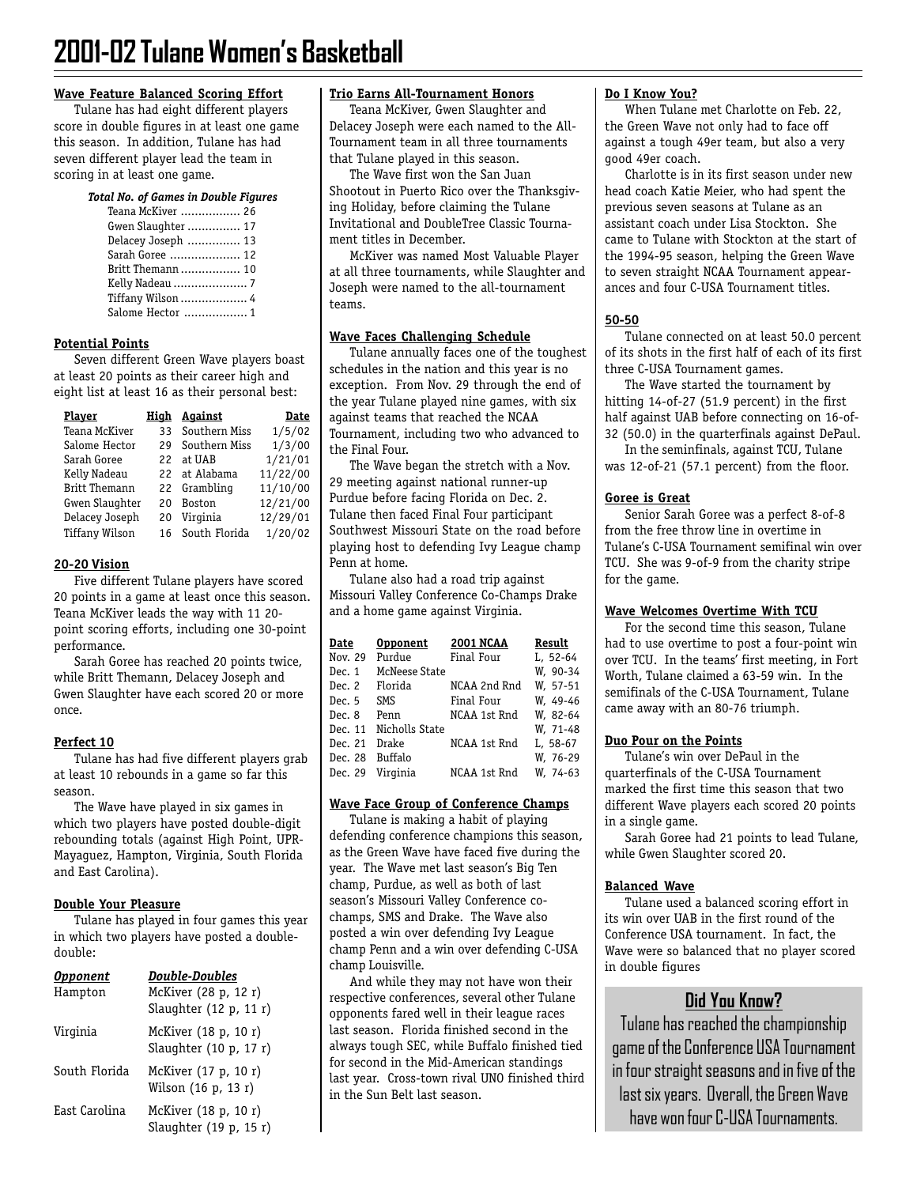# 2001-02 Tulane Women's Basketball

**Wave Feature Balanced Scoring Effort**

Tulane has had eight different players score in double figures in at least one game this season. In addition, Tulane has had seven different player lead the team in scoring in at least one game.

***Total No. of Games in Double Figures***

| Player | Games |
|---|---|
| Teana McKiver | 26 |
| Gwen Slaughter | 17 |
| Delacey Joseph | 13 |
| Sarah Goree | 12 |
| Britt Themann | 10 |
| Kelly Nadeau | 7 |
| Tiffany Wilson | 4 |
| Salome Hector | 1 |

**Potential Points**

Seven different Green Wave players boast at least 20 points as their career high and eight list at least 16 as their personal best:

| Player | High | Against | Date |
|---|---|---|---|
| Teana McKiver | 33 | Southern Miss | 1/5/02 |
| Salome Hector | 29 | Southern Miss | 1/3/00 |
| Sarah Goree | 22 | at UAB | 1/21/01 |
| Kelly Nadeau | 22 | at Alabama | 11/22/00 |
| Britt Themann | 22 | Grambling | 11/10/00 |
| Gwen Slaughter | 20 | Boston | 12/21/00 |
| Delacey Joseph | 20 | Virginia | 12/29/01 |
| Tiffany Wilson | 16 | South Florida | 1/20/02 |

**20-20 Vision**

Five different Tulane players have scored 20 points in a game at least once this season. Teana McKiver leads the way with 11 20-point scoring efforts, including one 30-point performance.

Sarah Goree has reached 20 points twice, while Britt Themann, Delacey Joseph and Gwen Slaughter have each scored 20 or more once.

**Perfect 10**

Tulane has had five different players grab at least 10 rebounds in a game so far this season.

The Wave have played in six games in which two players have posted double-digit rebounding totals (against High Point, UPR-Mayaguez, Hampton, Virginia, South Florida and East Carolina).

**Double Your Pleasure**

Tulane has played in four games this year in which two players have posted a double-double:

| *Opponent* | *Double-Doubles* |
|---|---|
| Hampton | McKiver (28 p, 12 r)<br>Slaughter (12 p, 11 r) |
| Virginia | McKiver (18 p, 10 r)<br>Slaughter (10 p, 17 r) |
| South Florida | McKiver (17 p, 10 r)<br>Wilson (16 p, 13 r) |
| East Carolina | McKiver (18 p, 10 r)<br>Slaughter (19 p, 15 r) |

**Trio Earns All-Tournament Honors**

Teana McKiver, Gwen Slaughter and Delacey Joseph were each named to the All-Tournament team in all three tournaments that Tulane played in this season.

The Wave first won the San Juan Shootout in Puerto Rico over the Thanksgiving Holiday, before claiming the Tulane Invitational and DoubleTree Classic Tournament titles in December.

McKiver was named Most Valuable Player at all three tournaments, while Slaughter and Joseph were named to the all-tournament teams.

**Wave Faces Challenging Schedule**

Tulane annually faces one of the toughest schedules in the nation and this year is no exception. From Nov. 29 through the end of the year Tulane played nine games, with six against teams that reached the NCAA Tournament, including two who advanced to the Final Four.

The Wave began the stretch with a Nov. 29 meeting against national runner-up Purdue before facing Florida on Dec. 2. Tulane then faced Final Four participant Southwest Missouri State on the road before playing host to defending Ivy League champ Penn at home.

Tulane also had a road trip against Missouri Valley Conference Co-Champs Drake and a home game against Virginia.

| Date | Opponent | 2001 NCAA | Result |
|---|---|---|---|
| Nov. 29 | Purdue | Final Four | L, 52-64 |
| Dec. 1 | McNeese State | | W, 90-34 |
| Dec. 2 | Florida | NCAA 2nd Rnd | W, 57-51 |
| Dec. 5 | SMS | Final Four | W, 49-46 |
| Dec. 8 | Penn | NCAA 1st Rnd | W, 82-64 |
| Dec. 11 | Nicholls State | | W, 71-48 |
| Dec. 21 | Drake | NCAA 1st Rnd | L, 58-67 |
| Dec. 28 | Buffalo | | W, 76-29 |
| Dec. 29 | Virginia | NCAA 1st Rnd | W, 74-63 |

**Wave Face Group of Conference Champs**

Tulane is making a habit of playing defending conference champions this season, as the Green Wave have faced five during the year. The Wave met last season's Big Ten champ, Purdue, as well as both of last season's Missouri Valley Conference co-champs, SMS and Drake. The Wave also posted a win over defending Ivy League champ Penn and a win over defending C-USA champ Louisville.

And while they may not have won their respective conferences, several other Tulane opponents fared well in their league races last season. Florida finished second in the always tough SEC, while Buffalo finished tied for second in the Mid-American standings last year. Cross-town rival UNO finished third in the Sun Belt last season.

**Do I Know You?**

When Tulane met Charlotte on Feb. 22, the Green Wave not only had to face off against a tough 49er team, but also a very good 49er coach.

Charlotte is in its first season under new head coach Katie Meier, who had spent the previous seven seasons at Tulane as an assistant coach under Lisa Stockton. She came to Tulane with Stockton at the start of the 1994-95 season, helping the Green Wave to seven straight NCAA Tournament appearances and four C-USA Tournament titles.

**50-50**

Tulane connected on at least 50.0 percent of its shots in the first half of each of its first three C-USA Tournament games.

The Wave started the tournament by hitting 14-of-27 (51.9 percent) in the first half against UAB before connecting on 16-of-32 (50.0) in the quarterfinals against DePaul.

In the seminfinals, against TCU, Tulane was 12-of-21 (57.1 percent) from the floor.

**Goree is Great**

Senior Sarah Goree was a perfect 8-of-8 from the free throw line in overtime in Tulane's C-USA Tournament semifinal win over TCU. She was 9-of-9 from the charity stripe for the game.

**Wave Welcomes Overtime With TCU**

For the second time this season, Tulane had to use overtime to post a four-point win over TCU. In the teams' first meeting, in Fort Worth, Tulane claimed a 63-59 win. In the semifinals of the C-USA Tournament, Tulane came away with an 80-76 triumph.

**Duo Pour on the Points**

Tulane's win over DePaul in the quarterfinals of the C-USA Tournament marked the first time this season that two different Wave players each scored 20 points in a single game.

Sarah Goree had 21 points to lead Tulane, while Gwen Slaughter scored 20.

**Balanced Wave**

Tulane used a balanced scoring effort in its win over UAB in the first round of the Conference USA tournament. In fact, the Wave were so balanced that no player scored in double figures

## Did You Know?

Tulane has reached the championship game of the Conference USA Tournament in four straight seasons and in five of the last six years. Overall, the Green Wave have won four C-USA Tournaments.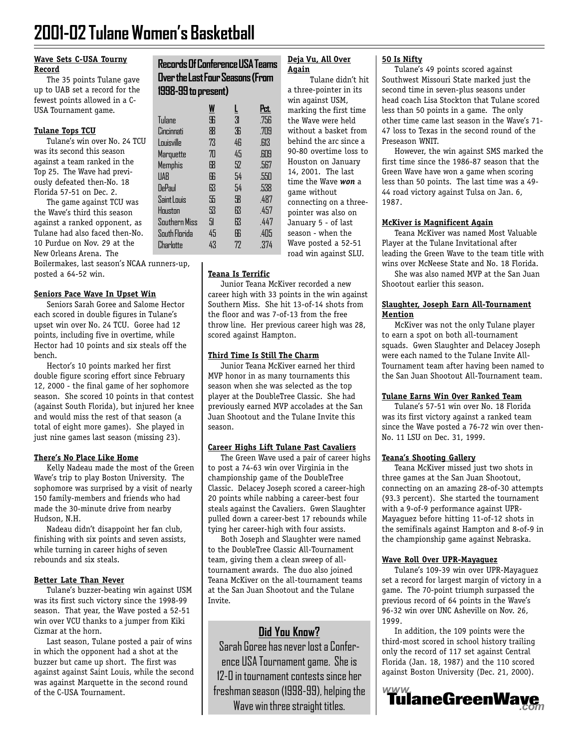# 2001-02 Tulane Women's Basketball

**Wave Sets C-USA Tourny Record**

The 35 points Tulane gave up to UAB set a record for the fewest points allowed in a C-USA Tournament game.

**Tulane Tops TCU**

Tulane's win over No. 24 TCU was its second this season against a team ranked in the Top 25. The Wave had previously defeated then-No. 18 Florida 57-51 on Dec. 2.

The game against TCU was the Wave's third this season against a ranked opponent, as Tulane had also faced then-No. 10 Purdue on Nov. 29 at the New Orleans Arena. The Boilermakers, last season's NCAA runners-up, posted a 64-52 win.

**Seniors Pace Wave In Upset Win**

Seniors Sarah Goree and Salome Hector each scored in double figures in Tulane's upset win over No. 24 TCU. Goree had 12 points, including five in overtime, while Hector had 10 points and six steals off the bench.

Hector's 10 points marked her first double figure scoring effort since February 12, 2000 - the final game of her sophomore season. She scored 10 points in that contest (against South Florida), but injured her knee and would miss the rest of that season (a total of eight more games). She played in just nine games last season (missing 23).

**There's No Place Like Home**

Kelly Nadeau made the most of the Green Wave's trip to play Boston University. The sophomore was surprised by a visit of nearly 150 family-members and friends who had made the 30-minute drive from nearby Hudson, N.H.

Nadeau didn't disappoint her fan club, finishing with six points and seven assists, while turning in career highs of seven rebounds and six steals.

**Better Late Than Never**

Tulane's buzzer-beating win against USM was its first such victory since the 1998-99 season. That year, the Wave posted a 52-51 win over VCU thanks to a jumper from Kiki Cizmar at the horn.

Last season, Tulane posted a pair of wins in which the opponent had a shot at the buzzer but came up short. The first was against against Saint Louis, while the second was against Marquette in the second round of the C-USA Tournament.

**Records Of Conference USA Teams Over the Last Four Seasons (From 1998-99 to present)**

| | W | L | Pct. |
|---|---|---|---|
| Tulane | 96 | 31 | .756 |
| Cincinnati | 88 | 36 | .709 |
| Louisville | 73 | 46 | .613 |
| Marquette | 70 | 45 | .609 |
| Memphis | 68 | 52 | .567 |
| UAB | 66 | 54 | .550 |
| DePaul | 63 | 54 | .538 |
| Saint Louis | 55 | 58 | .487 |
| Houston | 53 | 63 | .457 |
| Southern Miss | 51 | 63 | .447 |
| South Florida | 45 | 66 | .405 |
| Charlotte | 43 | 72 | .374 |

**Deja Vu, All Over Again**

Tulane didn't hit a three-pointer in its win against USM, marking the first time the Wave were held without a basket from behind the arc since a 90-80 overtime loss to Houston on January 14, 2001. The last time the Wave ***won*** a game without connecting on a three-pointer was also on January 5 - of last season - when the Wave posted a 52-51 road win against SLU.

**Teana Is Terrific**

Junior Teana McKiver recorded a new career high with 33 points in the win against Southern Miss. She hit 13-of-14 shots from the floor and was 7-of-13 from the free throw line. Her previous career high was 28, scored against Hampton.

**Third Time Is Still The Charm**

Junior Teana McKiver earned her third MVP honor in as many tournaments this season when she was selected as the top player at the DoubleTree Classic. She had previously earned MVP accolades at the San Juan Shootout and the Tulane Invite this season.

**Career Highs Lift Tulane Past Cavaliers**

The Green Wave used a pair of career highs to post a 74-63 win over Virginia in the championship game of the DoubleTree Classic. Delacey Joseph scored a career-high 20 points while nabbing a career-best four steals against the Cavaliers. Gwen Slaughter pulled down a career-best 17 rebounds while tying her career-high with four assists.

Both Joseph and Slaughter were named to the DoubleTree Classic All-Tournament team, giving them a clean sweep of all-tournament awards. The duo also joined Teana McKiver on the all-tournament teams at the San Juan Shootout and the Tulane Invite.

**Did You Know?**

Sarah Goree has never lost a Conference USA Tournament game. She is 12-0 in tournament contests since her freshman season (1998-99), helping the Wave win three straight titles.

**50 Is Nifty**

Tulane's 49 points scored against Southwest Missouri State marked just the second time in seven-plus seasons under head coach Lisa Stockton that Tulane scored less than 50 points in a game. The only other time came last season in the Wave's 71-47 loss to Texas in the second round of the Preseason WNIT.

However, the win against SMS marked the first time since the 1986-87 season that the Green Wave have won a game when scoring less than 50 points. The last time was a 49-44 road victory against Tulsa on Jan. 6, 1987.

**McKiver is Magnificent Again**

Teana McKiver was named Most Valuable Player at the Tulane Invitational after leading the Green Wave to the team title with wins over McNeese State and No. 18 Florida.

She was also named MVP at the San Juan Shootout earlier this season.

**Slaughter, Joseph Earn All-Tournament Mention**

McKiver was not the only Tulane player to earn a spot on both all-tournament squads. Gwen Slaughter and Delacey Joseph were each named to the Tulane Invite All-Tournament team after having been named to the San Juan Shootout All-Tournament team.

**Tulane Earns Win Over Ranked Team**

Tulane's 57-51 win over No. 18 Florida was its first victory against a ranked team since the Wave posted a 76-72 win over then-No. 11 LSU on Dec. 31, 1999.

**Teana's Shooting Gallery**

Teana McKiver missed just two shots in three games at the San Juan Shootout, connecting on an amazing 28-of-30 attempts (93.3 percent). She started the tournament with a 9-of-9 performance against UPR-Mayaguez before hitting 11-of-12 shots in the semifinals against Hampton and 8-of-9 in the championship game against Nebraska.

**Wave Roll Over UPR-Mayaguez**

Tulane's 109-39 win over UPR-Mayaguez set a record for largest margin of victory in a game. The 70-point triumph surpassed the previous record of 64 points in the Wave's 96-32 win over UNC Asheville on Nov. 26, 1999.

In addition, the 109 points were the third-most scored in school history trailing only the record of 117 set against Central Florida (Jan. 18, 1987) and the 110 scored against Boston University (Dec. 21, 2000).

www.TulaneGreenWave.com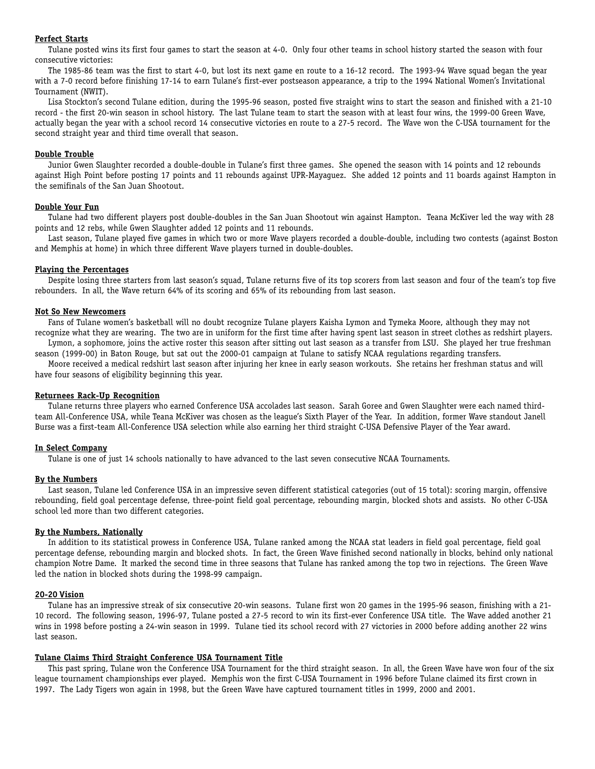**Perfect Starts**

Tulane posted wins its first four games to start the season at 4-0. Only four other teams in school history started the season with four consecutive victories:

The 1985-86 team was the first to start 4-0, but lost its next game en route to a 16-12 record. The 1993-94 Wave squad began the year with a 7-0 record before finishing 17-14 to earn Tulane's first-ever postseason appearance, a trip to the 1994 National Women's Invitational Tournament (NWIT).

Lisa Stockton's second Tulane edition, during the 1995-96 season, posted five straight wins to start the season and finished with a 21-10 record - the first 20-win season in school history. The last Tulane team to start the season with at least four wins, the 1999-00 Green Wave, actually began the year with a school record 14 consecutive victories en route to a 27-5 record. The Wave won the C-USA tournament for the second straight year and third time overall that season.

**Double Trouble**

Junior Gwen Slaughter recorded a double-double in Tulane's first three games. She opened the season with 14 points and 12 rebounds against High Point before posting 17 points and 11 rebounds against UPR-Mayaguez. She added 12 points and 11 boards against Hampton in the semifinals of the San Juan Shootout.

**Double Your Fun**

Tulane had two different players post double-doubles in the San Juan Shootout win against Hampton. Teana McKiver led the way with 28 points and 12 rebs, while Gwen Slaughter added 12 points and 11 rebounds.

Last season, Tulane played five games in which two or more Wave players recorded a double-double, including two contests (against Boston and Memphis at home) in which three different Wave players turned in double-doubles.

**Playing the Percentages**

Despite losing three starters from last season's squad, Tulane returns five of its top scorers from last season and four of the team's top five rebounders. In all, the Wave return 64% of its scoring and 65% of its rebounding from last season.

**Not So New Newcomers**

Fans of Tulane women's basketball will no doubt recognize Tulane players Kaisha Lymon and Tymeka Moore, although they may not recognize what they are wearing. The two are in uniform for the first time after having spent last season in street clothes as redshirt players.

Lymon, a sophomore, joins the active roster this season after sitting out last season as a transfer from LSU. She played her true freshman season (1999-00) in Baton Rouge, but sat out the 2000-01 campaign at Tulane to satisfy NCAA regulations regarding transfers.

Moore received a medical redshirt last season after injuring her knee in early season workouts. She retains her freshman status and will have four seasons of eligibility beginning this year.

**Returnees Rack-Up Recognition**

Tulane returns three players who earned Conference USA accolades last season. Sarah Goree and Gwen Slaughter were each named third-team All-Conference USA, while Teana McKiver was chosen as the league's Sixth Player of the Year. In addition, former Wave standout Janell Burse was a first-team All-Conference USA selection while also earning her third straight C-USA Defensive Player of the Year award.

**In Select Company**

Tulane is one of just 14 schools nationally to have advanced to the last seven consecutive NCAA Tournaments.

**By the Numbers**

Last season, Tulane led Conference USA in an impressive seven different statistical categories (out of 15 total): scoring margin, offensive rebounding, field goal percentage defense, three-point field goal percentage, rebounding margin, blocked shots and assists. No other C-USA school led more than two different categories.

**By the Numbers, Nationally**

In addition to its statistical prowess in Conference USA, Tulane ranked among the NCAA stat leaders in field goal percentage, field goal percentage defense, rebounding margin and blocked shots. In fact, the Green Wave finished second nationally in blocks, behind only national champion Notre Dame. It marked the second time in three seasons that Tulane has ranked among the top two in rejections. The Green Wave led the nation in blocked shots during the 1998-99 campaign.

**20-20 Vision**

Tulane has an impressive streak of six consecutive 20-win seasons. Tulane first won 20 games in the 1995-96 season, finishing with a 21-10 record. The following season, 1996-97, Tulane posted a 27-5 record to win its first-ever Conference USA title. The Wave added another 21 wins in 1998 before posting a 24-win season in 1999. Tulane tied its school record with 27 victories in 2000 before adding another 22 wins last season.

**Tulane Claims Third Straight Conference USA Tournament Title**

This past spring, Tulane won the Conference USA Tournament for the third straight season. In all, the Green Wave have won four of the six league tournament championships ever played. Memphis won the first C-USA Tournament in 1996 before Tulane claimed its first crown in 1997. The Lady Tigers won again in 1998, but the Green Wave have captured tournament titles in 1999, 2000 and 2001.